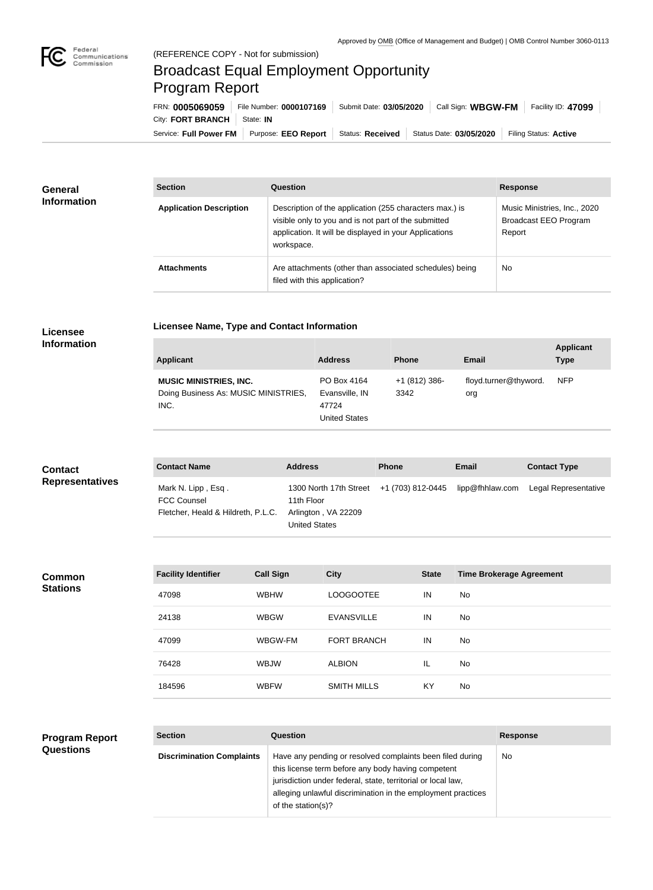Approved by OMB (Office of Management and Budget) | OMB Control Number 3060-0113

(REFERENCE COPY - Not for submission)

# Broadcast Equal Employment Opportunity Program Report

FRN: **0005069059** | File Number: **0000107169** | Submit Date: **03/05/2020** | Call Sign: **WBGW-FM** | Facility ID: **47099** | City: **FORT BRANCH** | State: **IN**

Service: **Full Power FM** | Purpose: **EEO Report** | Status: **Received** | Status Date: **03/05/2020** | Filing Status: **Active**

## General Information

| Section | Question | Response |
| --- | --- | --- |
| **Application Description** | Description of the application (255 characters max.) is visible only to you and is not part of the submitted application. It will be displayed in your Applications workspace. | Music Ministries, Inc., 2020 Broadcast EEO Program Report |
| **Attachments** | Are attachments (other than associated schedules) being filed with this application? | No |

## Licensee Information

### Licensee Name, Type and Contact Information

| Applicant | Address | Phone | Email | Applicant Type |
| --- | --- | --- | --- | --- |
| **MUSIC MINISTRIES, INC.** Doing Business As: MUSIC MINISTRIES, INC. | PO Box 4164 Evansville, IN 47724 United States | +1 (812) 386-3342 | floyd.turner@thyword.org | NFP |

## Contact Representatives

| Contact Name | Address | Phone | Email | Contact Type |
| --- | --- | --- | --- | --- |
| Mark N. Lipp , Esq . FCC Counsel Fletcher, Heald & Hildreth, P.L.C. | 1300 North 17th Street 11th Floor Arlington , VA 22209 United States | +1 (703) 812-0445 | lipp@fhhlaw.com | Legal Representative |

## Common Stations

| Facility Identifier | Call Sign | City | State | Time Brokerage Agreement |
| --- | --- | --- | --- | --- |
| 47098 | WBHW | LOOGOOTEE | IN | No |
| 24138 | WBGW | EVANSVILLE | IN | No |
| 47099 | WBGW-FM | FORT BRANCH | IN | No |
| 76428 | WBJW | ALBION | IL | No |
| 184596 | WBFW | SMITH MILLS | KY | No |

## Program Report Questions

| Section | Question | Response |
| --- | --- | --- |
| **Discrimination Complaints** | Have any pending or resolved complaints been filed during this license term before any body having competent jurisdiction under federal, state, territorial or local law, alleging unlawful discrimination in the employment practices of the station(s)? | No |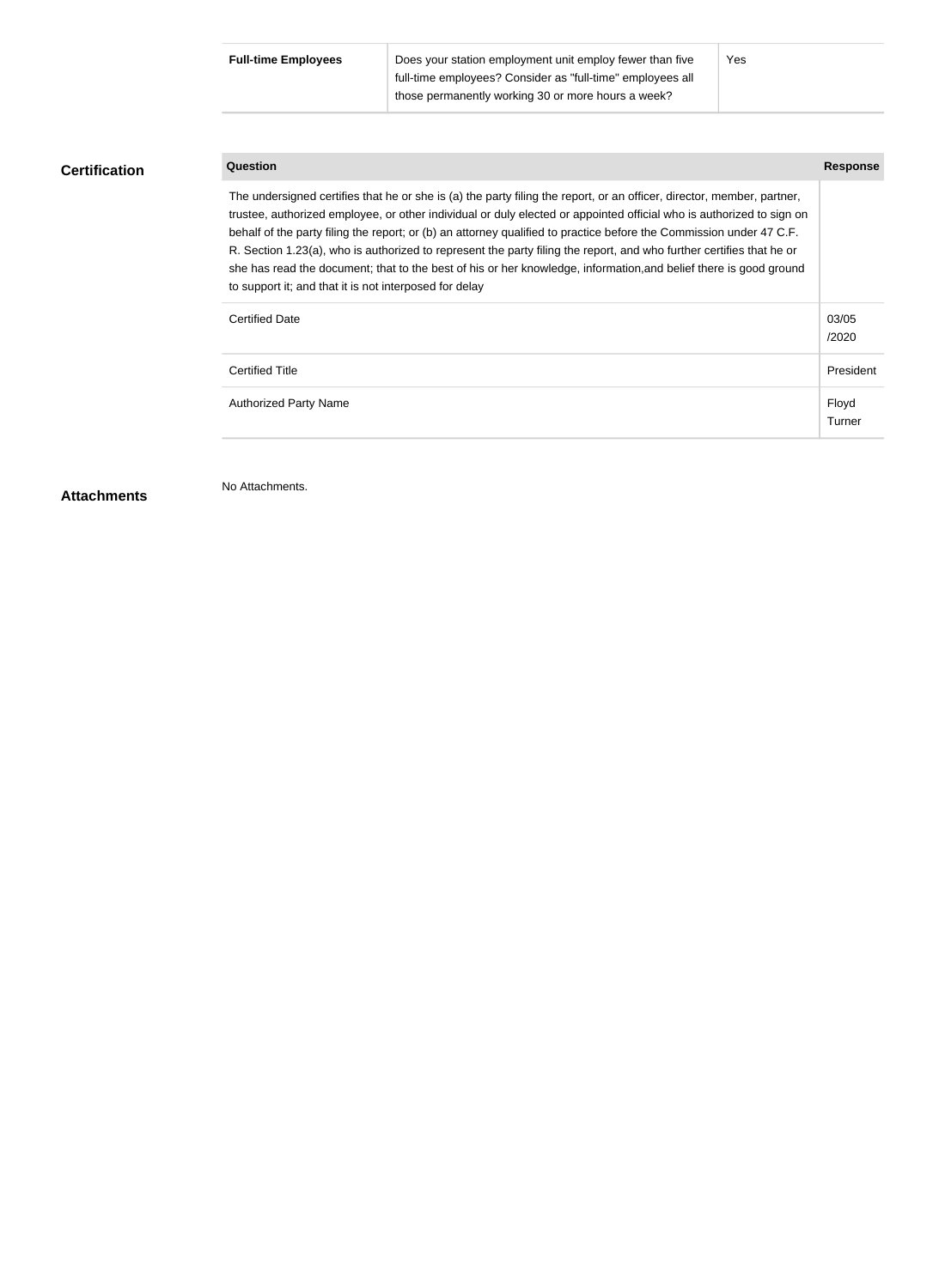| | | |
|---|---|---|
| **Full-time Employees** | Does your station employment unit employ fewer than five full-time employees? Consider as "full-time" employees all those permanently working 30 or more hours a week? | Yes |

## Certification

| Question | Response |
|---|---|
| The undersigned certifies that he or she is (a) the party filing the report, or an officer, director, member, partner, trustee, authorized employee, or other individual or duly elected or appointed official who is authorized to sign on behalf of the party filing the report; or (b) an attorney qualified to practice before the Commission under 47 C.F. R. Section 1.23(a), who is authorized to represent the party filing the report, and who further certifies that he or she has read the document; that to the best of his or her knowledge, information,and belief there is good ground to support it; and that it is not interposed for delay | |
| Certified Date | 03/05/2020 |
| Certified Title | President |
| Authorized Party Name | Floyd Turner |

## Attachments

No Attachments.